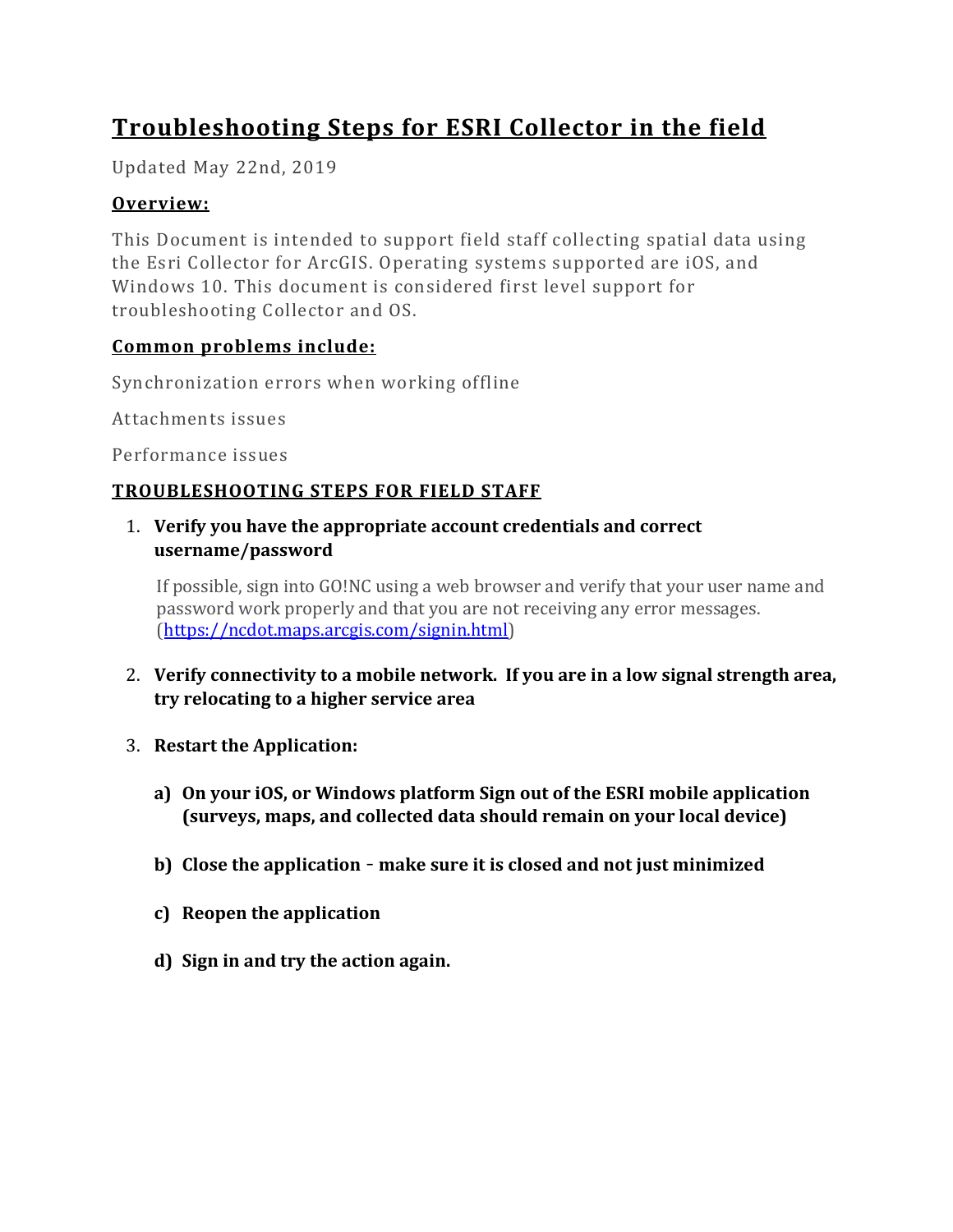# Troubleshooting Steps for ESRI Collector in the field

Updated May 22nd, 2019

## Overview:

This Document is intended to support field staff collecting spatial data using the Esri Collector for ArcGIS. Operating systems supported are iOS, and Windows 10. This document is considered first level support for troubleshooting Collector and OS.

## Common problems include:

Synchronization errors when working offline

Attachments issues

Performance issues

## TROUBLESHOOTING STEPS FOR FIELD STAFF

1. **Verify you have the appropriate account credentials and correct username/password**

   If possible, sign into GO!NC using a web browser and verify that your user name and password work properly and that you are not receiving any error messages. ([https://ncdot.maps.arcgis.com/signin.html](https://ncdot.maps.arcgis.com/signin.html))

2. **Verify connectivity to a mobile network. If you are in a low signal strength area, try relocating to a higher service area**

3. **Restart the Application:**

   a) **On your iOS, or Windows platform Sign out of the ESRI mobile application (surveys, maps, and collected data should remain on your local device)**

   b) **Close the application – make sure it is closed and not just minimized**

   c) **Reopen the application**

   d) **Sign in and try the action again.**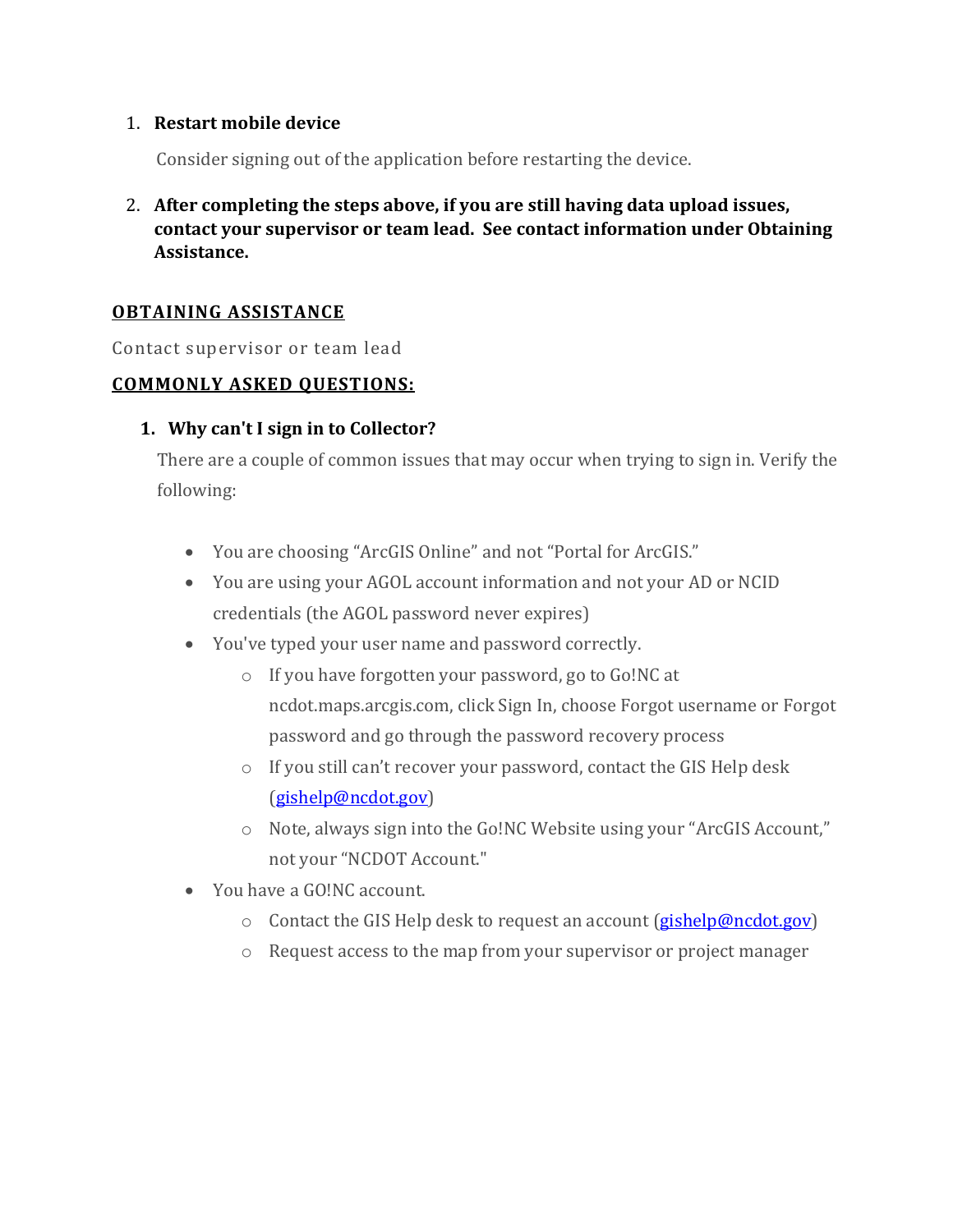1. **Restart mobile device**

   Consider signing out of the application before restarting the device.

2. **After completing the steps above, if you are still having data upload issues, contact your supervisor or team lead. See contact information under Obtaining Assistance.**

## OBTAINING ASSISTANCE

Contact supervisor or team lead

## COMMONLY ASKED QUESTIONS:

1. **Why can't I sign in to Collector?**

   There are a couple of common issues that may occur when trying to sign in. Verify the following:

   - You are choosing "ArcGIS Online" and not "Portal for ArcGIS."
   - You are using your AGOL account information and not your AD or NCID credentials (the AGOL password never expires)
   - You've typed your user name and password correctly.
     - If you have forgotten your password, go to Go!NC at ncdot.maps.arcgis.com, click Sign In, choose Forgot username or Forgot password and go through the password recovery process
     - If you still can't recover your password, contact the GIS Help desk ([gishelp@ncdot.gov](mailto:gishelp@ncdot.gov))
     - Note, always sign into the Go!NC Website using your "ArcGIS Account," not your "NCDOT Account."
   - You have a GO!NC account.
     - Contact the GIS Help desk to request an account ([gishelp@ncdot.gov](mailto:gishelp@ncdot.gov))
     - Request access to the map from your supervisor or project manager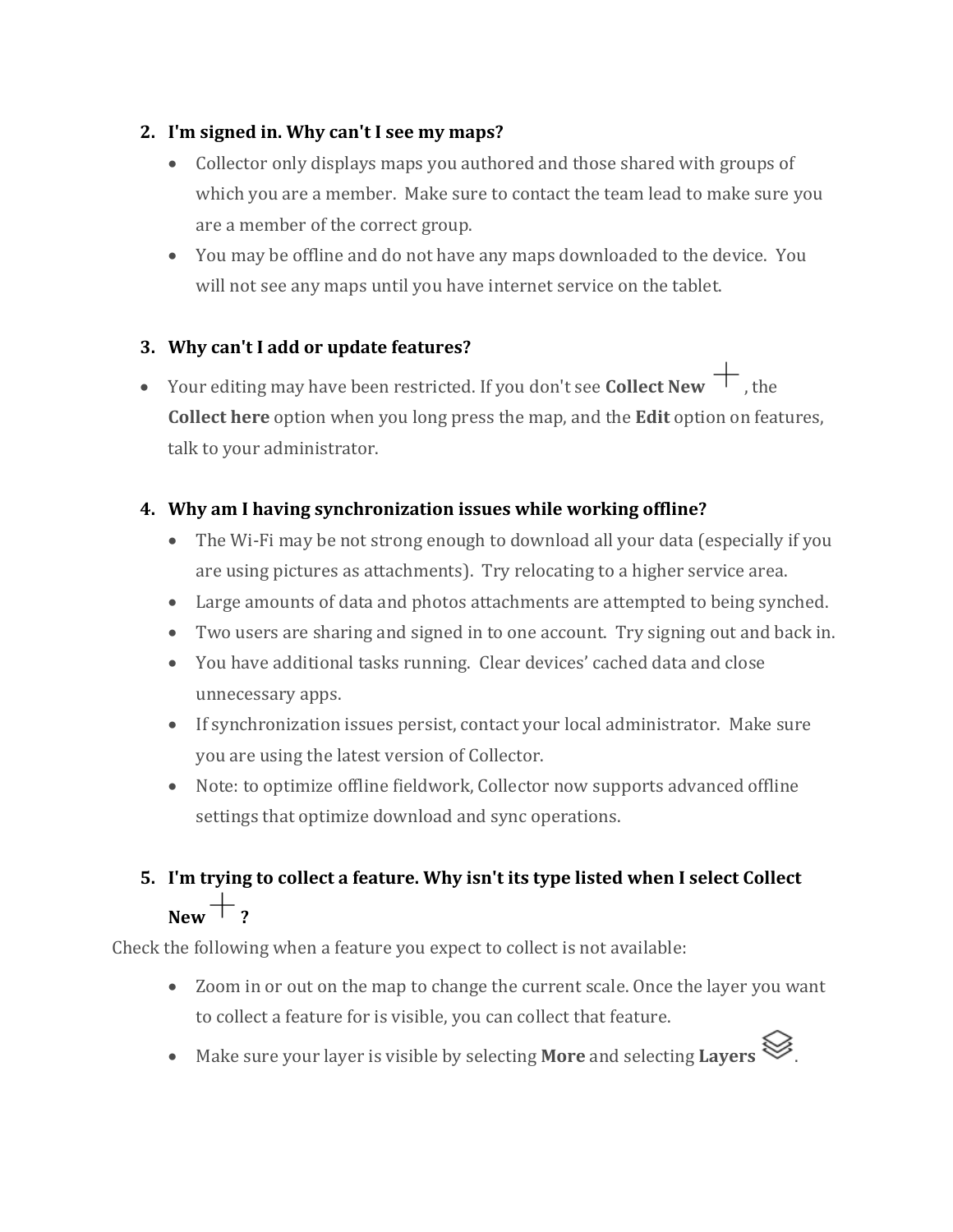2. **I'm signed in. Why can't I see my maps?**
    - Collector only displays maps you authored and those shared with groups of which you are a member. Make sure to contact the team lead to make sure you are a member of the correct group.
    - You may be offline and do not have any maps downloaded to the device. You will not see any maps until you have internet service on the tablet.

3. **Why can't I add or update features?**

- Your editing may have been restricted. If you don't see **Collect New** +, the **Collect here** option when you long press the map, and the **Edit** option on features, talk to your administrator.

4. **Why am I having synchronization issues while working offline?**
    - The Wi-Fi may be not strong enough to download all your data (especially if you are using pictures as attachments). Try relocating to a higher service area.
    - Large amounts of data and photos attachments are attempted to being synched.
    - Two users are sharing and signed in to one account. Try signing out and back in.
    - You have additional tasks running. Clear devices' cached data and close unnecessary apps.
    - If synchronization issues persist, contact your local administrator. Make sure you are using the latest version of Collector.
    - Note: to optimize offline fieldwork, Collector now supports advanced offline settings that optimize download and sync operations.

5. **I'm trying to collect a feature. Why isn't its type listed when I select Collect New + ?**

Check the following when a feature you expect to collect is not available:

- Zoom in or out on the map to change the current scale. Once the layer you want to collect a feature for is visible, you can collect that feature.
- Make sure your layer is visible by selecting **More** and selecting **Layers**.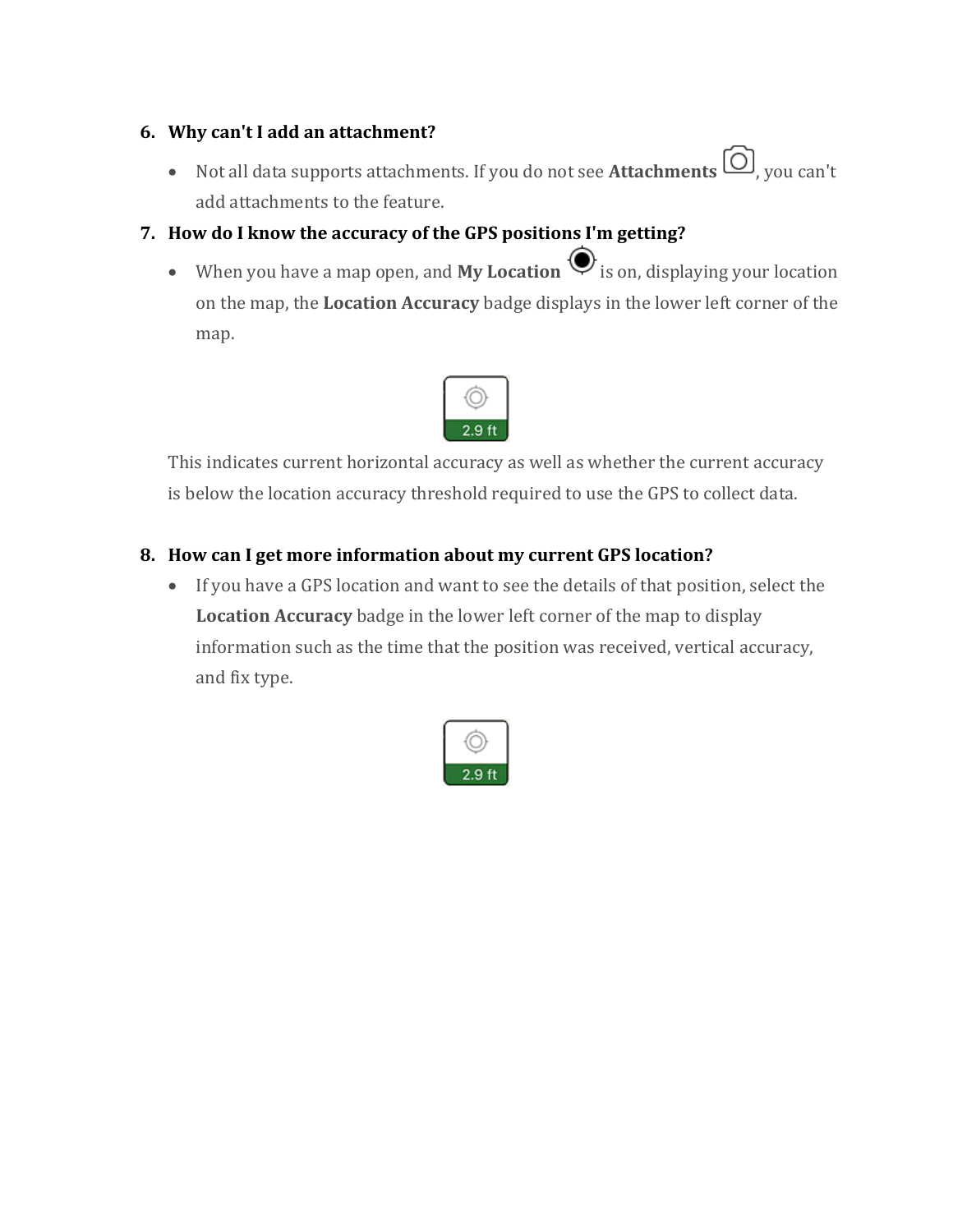6. **Why can't I add an attachment?**
    - Not all data supports attachments. If you do not see **Attachments**, you can't add attachments to the feature.
7. **How do I know the accuracy of the GPS positions I'm getting?**
    - When you have a map open, and **My Location** is on, displaying your location on the map, the **Location Accuracy** badge displays in the lower left corner of the map.

    2.9 ft

    This indicates current horizontal accuracy as well as whether the current accuracy is below the location accuracy threshold required to use the GPS to collect data.

8. **How can I get more information about my current GPS location?**
    - If you have a GPS location and want to see the details of that position, select the **Location Accuracy** badge in the lower left corner of the map to display information such as the time that the position was received, vertical accuracy, and fix type.

    2.9 ft